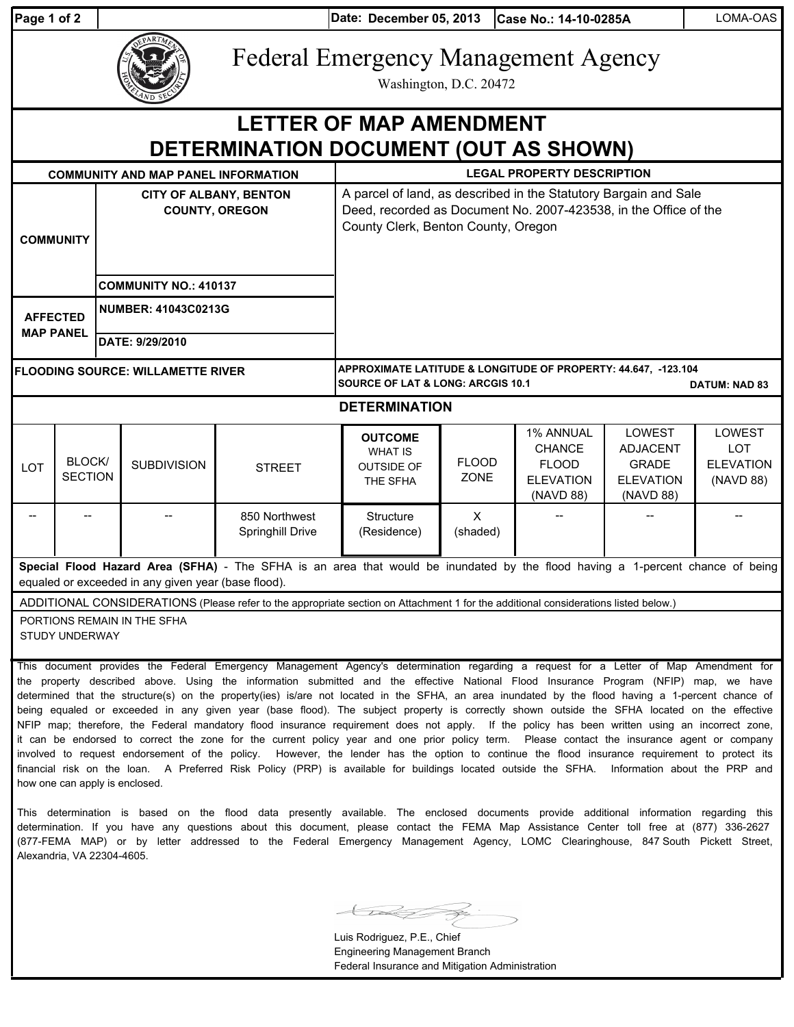Date: December 05, 2013 | Case No.: 14-10-0285A | LOMA-OAS

# Federal Emergency Management Agency

Washington, D.C. 20472

# LETTER OF MAP AMENDMENT DETERMINATION DOCUMENT (OUT AS SHOWN)

| COMMUNITY AND MAP PANEL INFORMATION | | LEGAL PROPERTY DESCRIPTION |
|---|---|---|
| COMMUNITY | CITY OF ALBANY, BENTON COUNTY, OREGON | A parcel of land, as described in the Statutory Bargain and Sale Deed, recorded as Document No. 2007-423538, in the Office of the County Clerk, Benton County, Oregon |
| | COMMUNITY NO.: 410137 | |
| AFFECTED MAP PANEL | NUMBER: 41043C0213G | |
| | DATE: 9/29/2010 | |
| FLOODING SOURCE: WILLAMETTE RIVER | | APPROXIMATE LATITUDE & LONGITUDE OF PROPERTY: 44.647, -123.104<br>SOURCE OF LAT & LONG: ARCGIS 10.1 DATUM: NAD 83 |

## DETERMINATION

| LOT | BLOCK/ SECTION | SUBDIVISION | STREET | OUTCOME WHAT IS OUTSIDE OF THE SFHA | FLOOD ZONE | 1% ANNUAL CHANCE FLOOD ELEVATION (NAVD 88) | LOWEST ADJACENT GRADE ELEVATION (NAVD 88) | LOWEST LOT ELEVATION (NAVD 88) |
|---|---|---|---|---|---|---|---|---|
| -- | -- | -- | 850 Northwest Springhill Drive | Structure (Residence) | X (shaded) | -- | -- | -- |

**Special Flood Hazard Area (SFHA)** - The SFHA is an area that would be inundated by the flood having a 1-percent chance of being equaled or exceeded in any given year (base flood).

ADDITIONAL CONSIDERATIONS (Please refer to the appropriate section on Attachment 1 for the additional considerations listed below.)

PORTIONS REMAIN IN THE SFHA
STUDY UNDERWAY

This document provides the Federal Emergency Management Agency's determination regarding a request for a Letter of Map Amendment for the property described above. Using the information submitted and the effective National Flood Insurance Program (NFIP) map, we have determined that the structure(s) on the property(ies) is/are not located in the SFHA, an area inundated by the flood having a 1-percent chance of being equaled or exceeded in any given year (base flood). The subject property is correctly shown outside the SFHA located on the effective NFIP map; therefore, the Federal mandatory flood insurance requirement does not apply. If the policy has been written using an incorrect zone, it can be endorsed to correct the zone for the current policy year and one prior policy term. Please contact the insurance agent or company involved to request endorsement of the policy. However, the lender has the option to continue the flood insurance requirement to protect its financial risk on the loan. A Preferred Risk Policy (PRP) is available for buildings located outside the SFHA. Information about the PRP and how one can apply is enclosed.

This determination is based on the flood data presently available. The enclosed documents provide additional information regarding this determination. If you have any questions about this document, please contact the FEMA Map Assistance Center toll free at (877) 336-2627 (877-FEMA MAP) or by letter addressed to the Federal Emergency Management Agency, LOMC Clearinghouse, 847 South Pickett Street, Alexandria, VA 22304-4605.

Luis Rodriguez, P.E., Chief
Engineering Management Branch
Federal Insurance and Mitigation Administration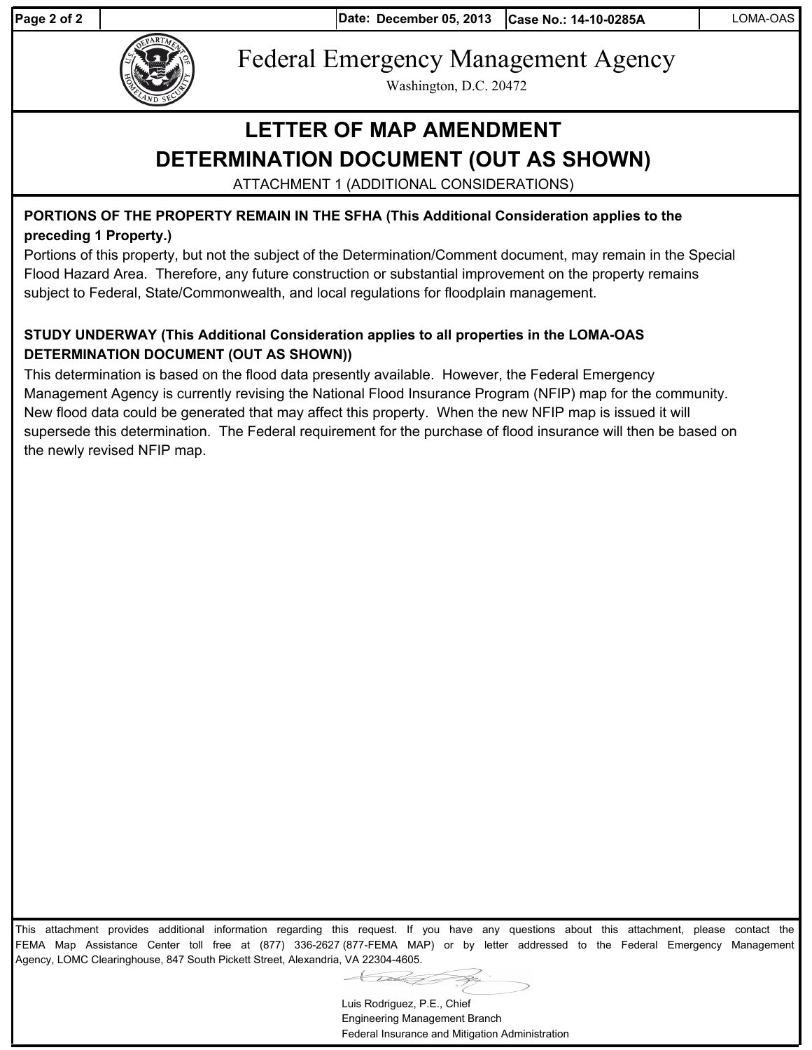| Date: December 05, 2013 | Case No.: 14-10-0285A | LOMA-OAS |
| --- | --- | --- |

# Federal Emergency Management Agency

Washington, D.C. 20472

## LETTER OF MAP AMENDMENT DETERMINATION DOCUMENT (OUT AS SHOWN)

ATTACHMENT 1 (ADDITIONAL CONSIDERATIONS)

**PORTIONS OF THE PROPERTY REMAIN IN THE SFHA (This Additional Consideration applies to the preceding 1 Property.)**

Portions of this property, but not the subject of the Determination/Comment document, may remain in the Special Flood Hazard Area. Therefore, any future construction or substantial improvement on the property remains subject to Federal, State/Commonwealth, and local regulations for floodplain management.

**STUDY UNDERWAY (This Additional Consideration applies to all properties in the LOMA-OAS DETERMINATION DOCUMENT (OUT AS SHOWN))**

This determination is based on the flood data presently available. However, the Federal Emergency Management Agency is currently revising the National Flood Insurance Program (NFIP) map for the community. New flood data could be generated that may affect this property. When the new NFIP map is issued it will supersede this determination. The Federal requirement for the purchase of flood insurance will then be based on the newly revised NFIP map.

This attachment provides additional information regarding this request. If you have any questions about this attachment, please contact the FEMA Map Assistance Center toll free at (877) 336-2627 (877-FEMA MAP) or by letter addressed to the Federal Emergency Management Agency, LOMC Clearinghouse, 847 South Pickett Street, Alexandria, VA 22304-4605.

Luis Rodriguez, P.E., Chief
Engineering Management Branch
Federal Insurance and Mitigation Administration